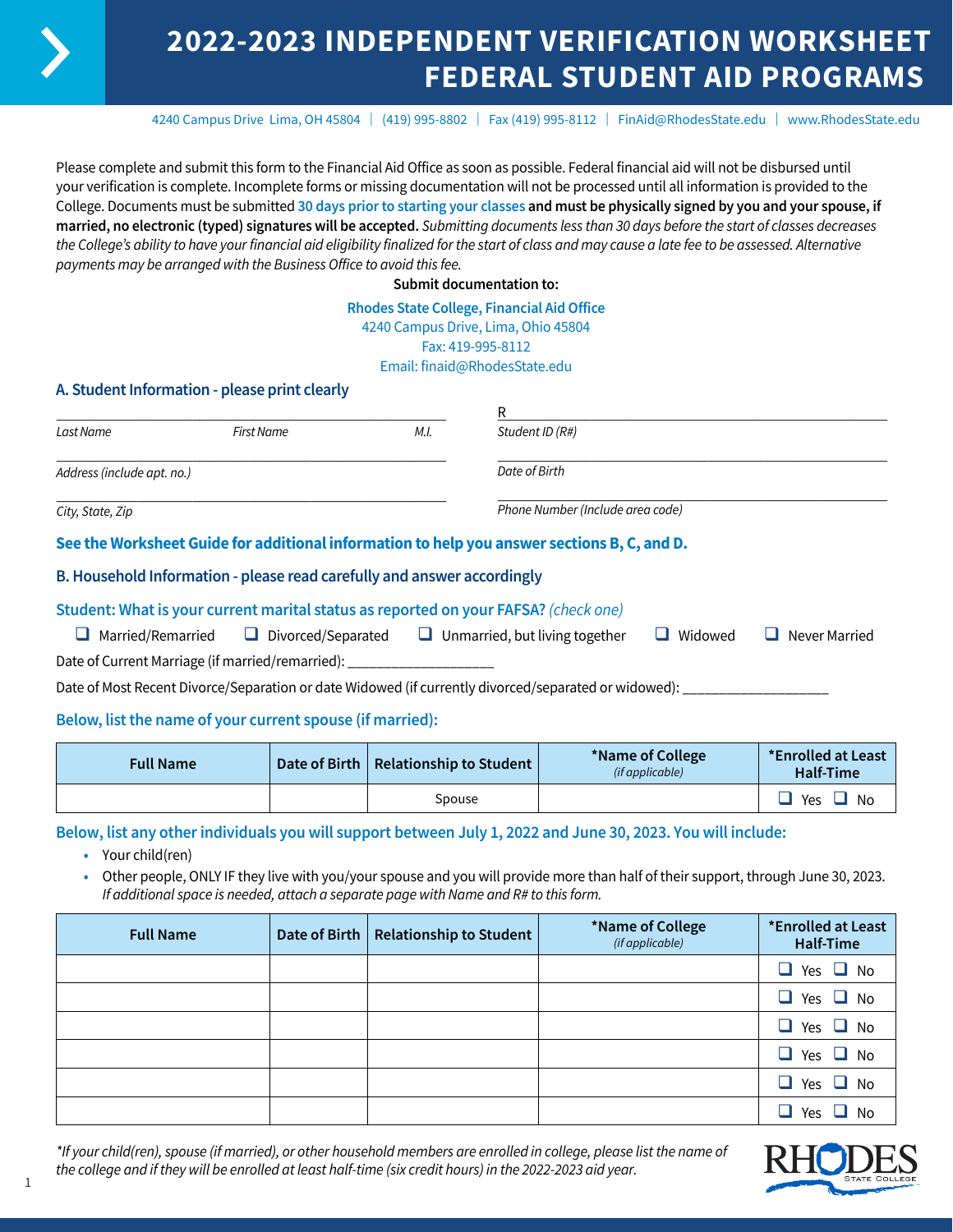# 2022-2023 INDEPENDENT VERIFICATION WORKSHEET FEDERAL STUDENT AID PROGRAMS

4240 Campus Drive Lima, OH 45804 | (419) 995-8802 | Fax (419) 995-8112 | FinAid@RhodesState.edu | www.RhodesState.edu

Please complete and submit this form to the Financial Aid Office as soon as possible. Federal financial aid will not be disbursed until your verification is complete. Incomplete forms or missing documentation will not be processed until all information is provided to the College. Documents must be submitted **30 days prior to starting your classes** **and must be physically signed by you and your spouse, if married, no electronic (typed) signatures will be accepted.** *Submitting documents less than 30 days before the start of classes decreases the College's ability to have your financial aid eligibility finalized for the start of class and may cause a late fee to be assessed. Alternative payments may be arranged with the Business Office to avoid this fee.*

**Submit documentation to:**

**Rhodes State College, Financial Aid Office**
4240 Campus Drive, Lima, Ohio 45804
Fax: 419-995-8112
Email: finaid@RhodesState.edu

## A. Student Information - please print clearly

_______________________________________________
*Last Name* *First Name* *M.I.*

R______________________________________________
*Student ID (R#)*

_______________________________________________
*Address (include apt. no.)*

_______________________________________________
*Date of Birth*

_______________________________________________
*City, State, Zip*

_______________________________________________
*Phone Number (Include area code)*

**See the Worksheet Guide for additional information to help you answer sections B, C, and D.**

## B. Household Information - please read carefully and answer accordingly

**Student: What is your current marital status as reported on your FAFSA?** *(check one)*

☐ Married/Remarried ☐ Divorced/Separated ☐ Unmarried, but living together ☐ Widowed ☐ Never Married

Date of Current Marriage (if married/remarried): ___________________

Date of Most Recent Divorce/Separation or date Widowed (if currently divorced/separated or widowed): ___________________

**Below, list the name of your current spouse (if married):**

| Full Name | Date of Birth | Relationship to Student | *Name of College *(if applicable)* | *Enrolled at Least Half-Time |
|---|---|---|---|---|
| | | Spouse | | ☐ Yes ☐ No |

**Below, list any other individuals you will support between July 1, 2022 and June 30, 2023. You will include:**

- Your child(ren)
- Other people, ONLY IF they live with you/your spouse and you will provide more than half of their support, through June 30, 2023. *If additional space is needed, attach a separate page with Name and R# to this form.*

| Full Name | Date of Birth | Relationship to Student | *Name of College *(if applicable)* | *Enrolled at Least Half-Time |
|---|---|---|---|---|
| | | | | ☐ Yes ☐ No |
| | | | | ☐ Yes ☐ No |
| | | | | ☐ Yes ☐ No |
| | | | | ☐ Yes ☐ No |
| | | | | ☐ Yes ☐ No |
| | | | | ☐ Yes ☐ No |

*\*If your child(ren), spouse (if married), or other household members are enrolled in college, please list the name of the college and if they will be enrolled at least half-time (six credit hours) in the 2022-2023 aid year.*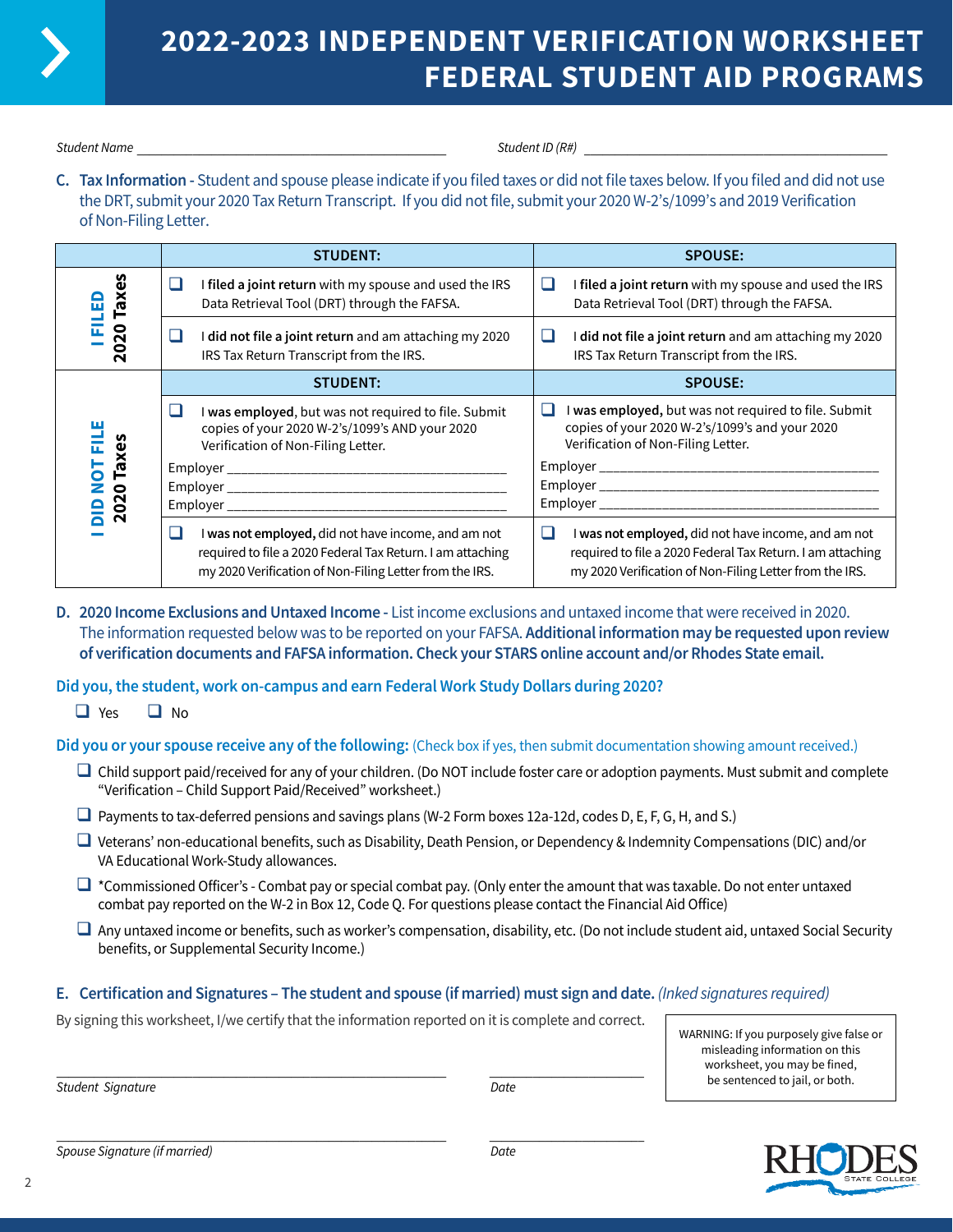# 2022-2023 INDEPENDENT VERIFICATION WORKSHEET FEDERAL STUDENT AID PROGRAMS

*Student Name* ___________________________________________ *Student ID (R#)* ___________________________________________

**C. Tax Information -** Student and spouse please indicate if you filed taxes or did not file taxes below. If you filed and did not use the DRT, submit your 2020 Tax Return Transcript. If you did not file, submit your 2020 W-2's/1099's and 2019 Verification of Non-Filing Letter.

| | STUDENT: | SPOUSE: |
|---|---|---|
| **I FILED 2020 Taxes** | ❑ I **filed a joint return** with my spouse and used the IRS Data Retrieval Tool (DRT) through the FAFSA. | ❑ I **filed a joint return** with my spouse and used the IRS Data Retrieval Tool (DRT) through the FAFSA. |
| | ❑ I **did not file a joint return** and am attaching my 2020 IRS Tax Return Transcript from the IRS. | ❑ I **did not file a joint return** and am attaching my 2020 IRS Tax Return Transcript from the IRS. |
| | **STUDENT:** | **SPOUSE:** |
| **I DID NOT FILE 2020 Taxes** | ❑ I **was employed**, but was not required to file. Submit copies of your 2020 W-2's/1099's AND your 2020 Verification of Non-Filing Letter.<br>Employer ______________________<br>Employer ______________________<br>Employer ______________________ | ❑ I **was employed,** but was not required to file. Submit copies of your 2020 W-2's/1099's and your 2020 Verification of Non-Filing Letter.<br>Employer ______________________<br>Employer ______________________<br>Employer ______________________ |
| | ❑ I **was not employed,** did not have income, and am not required to file a 2020 Federal Tax Return. I am attaching my 2020 Verification of Non-Filing Letter from the IRS. | ❑ I **was not employed,** did not have income, and am not required to file a 2020 Federal Tax Return. I am attaching my 2020 Verification of Non-Filing Letter from the IRS. |

**D. 2020 Income Exclusions and Untaxed Income -** List income exclusions and untaxed income that were received in 2020. The information requested below was to be reported on your FAFSA. **Additional information may be requested upon review of verification documents and FAFSA information. Check your STARS online account and/or Rhodes State email.**

**Did you, the student, work on-campus and earn Federal Work Study Dollars during 2020?**

❑ Yes ❑ No

**Did you or your spouse receive any of the following:** (Check box if yes, then submit documentation showing amount received.)

- ❑ Child support paid/received for any of your children. (Do NOT include foster care or adoption payments. Must submit and complete "Verification – Child Support Paid/Received" worksheet.)
- ❑ Payments to tax-deferred pensions and savings plans (W-2 Form boxes 12a-12d, codes D, E, F, G, H, and S.)
- ❑ Veterans' non-educational benefits, such as Disability, Death Pension, or Dependency & Indemnity Compensations (DIC) and/or VA Educational Work-Study allowances.
- ❑ *Commissioned Officer's - Combat pay or special combat pay. (Only enter the amount that was taxable. Do not enter untaxed combat pay reported on the W-2 in Box 12, Code Q. For questions please contact the Financial Aid Office)
- ❑ Any untaxed income or benefits, such as worker's compensation, disability, etc. (Do not include student aid, untaxed Social Security benefits, or Supplemental Security Income.)

**E. Certification and Signatures – The student and spouse (if married) must sign and date.** *(Inked signatures required)*

By signing this worksheet, I/we certify that the information reported on it is complete and correct.

WARNING: If you purposely give false or misleading information on this worksheet, you may be fined, be sentenced to jail, or both.

___________________________________________ ______________________
*Student Signature* *Date*

___________________________________________ ______________________
*Spouse Signature (if married)* *Date*

RHODES State College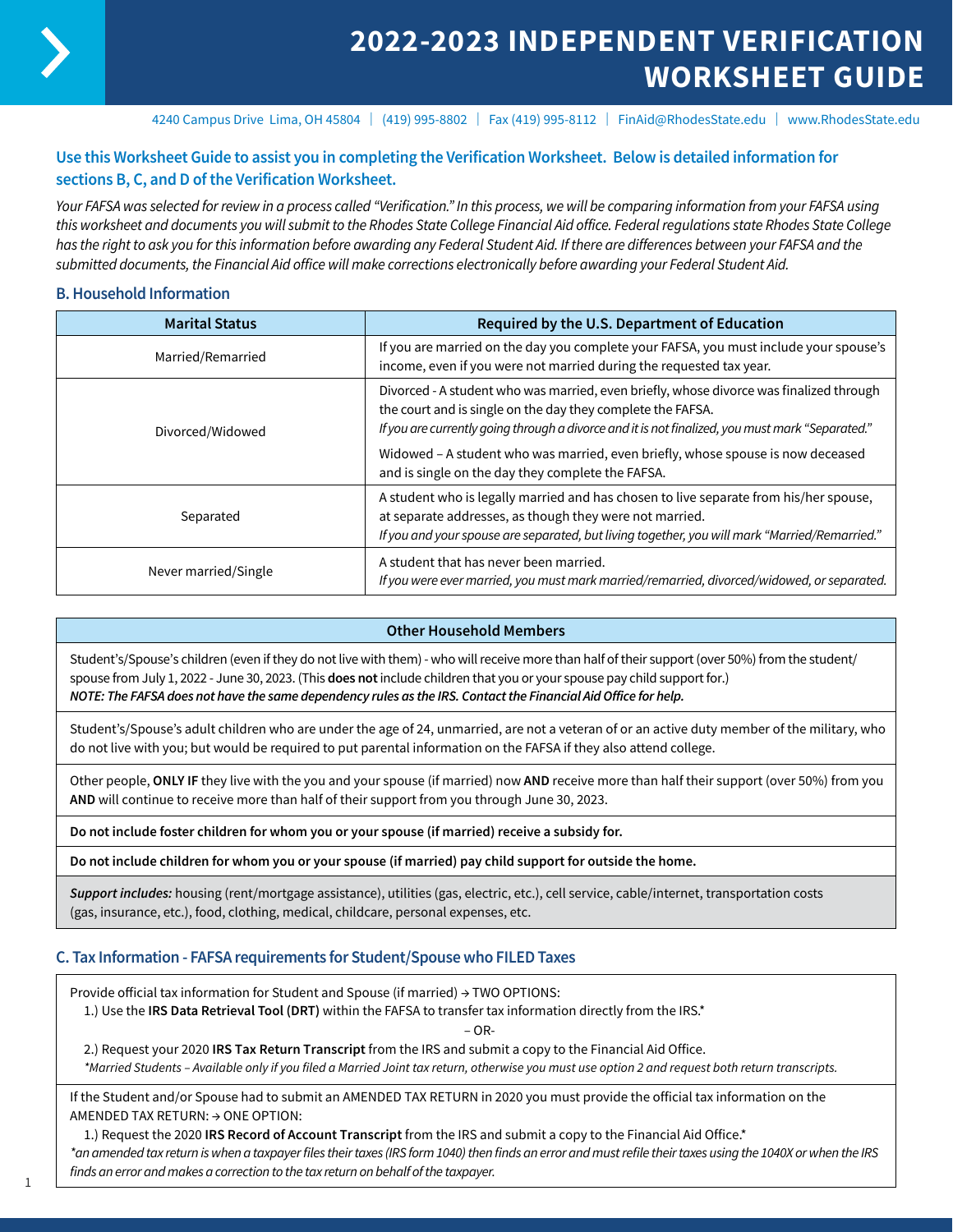# 2022-2023 INDEPENDENT VERIFICATION WORKSHEET GUIDE

4240 Campus Drive Lima, OH 45804 | (419) 995-8802 | Fax (419) 995-8112 | FinAid@RhodesState.edu | www.RhodesState.edu

**Use this Worksheet Guide to assist you in completing the Verification Worksheet. Below is detailed information for sections B, C, and D of the Verification Worksheet.**

*Your FAFSA was selected for review in a process called "Verification." In this process, we will be comparing information from your FAFSA using this worksheet and documents you will submit to the Rhodes State College Financial Aid office. Federal regulations state Rhodes State College has the right to ask you for this information before awarding any Federal Student Aid. If there are differences between your FAFSA and the submitted documents, the Financial Aid office will make corrections electronically before awarding your Federal Student Aid.*

## B. Household Information

| Marital Status | Required by the U.S. Department of Education |
|---|---|
| Married/Remarried | If you are married on the day you complete your FAFSA, you must include your spouse's income, even if you were not married during the requested tax year. |
| Divorced/Widowed | Divorced - A student who was married, even briefly, whose divorce was finalized through the court and is single on the day they complete the FAFSA. *If you are currently going through a divorce and it is not finalized, you must mark "Separated."* Widowed – A student who was married, even briefly, whose spouse is now deceased and is single on the day they complete the FAFSA. |
| Separated | A student who is legally married and has chosen to live separate from his/her spouse, at separate addresses, as though they were not married. *If you and your spouse are separated, but living together, you will mark "Married/Remarried."* |
| Never married/Single | A student that has never been married. *If you were ever married, you must mark married/remarried, divorced/widowed, or separated.* |

| Other Household Members |
|---|
| Student's/Spouse's children (even if they do not live with them) - who will receive more than half of their support (over 50%) from the student/spouse from July 1, 2022 - June 30, 2023. (This **does not** include children that you or your spouse pay child support for.) ***NOTE: The FAFSA does not have the same dependency rules as the IRS. Contact the Financial Aid Office for help.*** |
| Student's/Spouse's adult children who are under the age of 24, unmarried, are not a veteran of or an active duty member of the military, who do not live with you; but would be required to put parental information on the FAFSA if they also attend college. |
| Other people, **ONLY IF** they live with the you and your spouse (if married) now **AND** receive more than half their support (over 50%) from you **AND** will continue to receive more than half of their support from you through June 30, 2023. |
| **Do not include foster children for whom you or your spouse (if married) receive a subsidy for.** |
| **Do not include children for whom you or your spouse (if married) pay child support for outside the home.** |
| ***Support includes:*** housing (rent/mortgage assistance), utilities (gas, electric, etc.), cell service, cable/internet, transportation costs (gas, insurance, etc.), food, clothing, medical, childcare, personal expenses, etc. |

## C. Tax Information - FAFSA requirements for Student/Spouse who FILED Taxes

Provide official tax information for Student and Spouse (if married) → TWO OPTIONS:

1.) Use the **IRS Data Retrieval Tool (DRT)** within the FAFSA to transfer tax information directly from the IRS.*

– OR-

2.) Request your 2020 **IRS Tax Return Transcript** from the IRS and submit a copy to the Financial Aid Office.

**Married Students – Available only if you filed a Married Joint tax return, otherwise you must use option 2 and request both return transcripts.*

If the Student and/or Spouse had to submit an AMENDED TAX RETURN in 2020 you must provide the official tax information on the AMENDED TAX RETURN: → ONE OPTION:

1.) Request the 2020 **IRS Record of Account Transcript** from the IRS and submit a copy to the Financial Aid Office.*

**an amended tax return is when a taxpayer files their taxes (IRS form 1040) then finds an error and must refile their taxes using the 1040X or when the IRS finds an error and makes a correction to the tax return on behalf of the taxpayer.*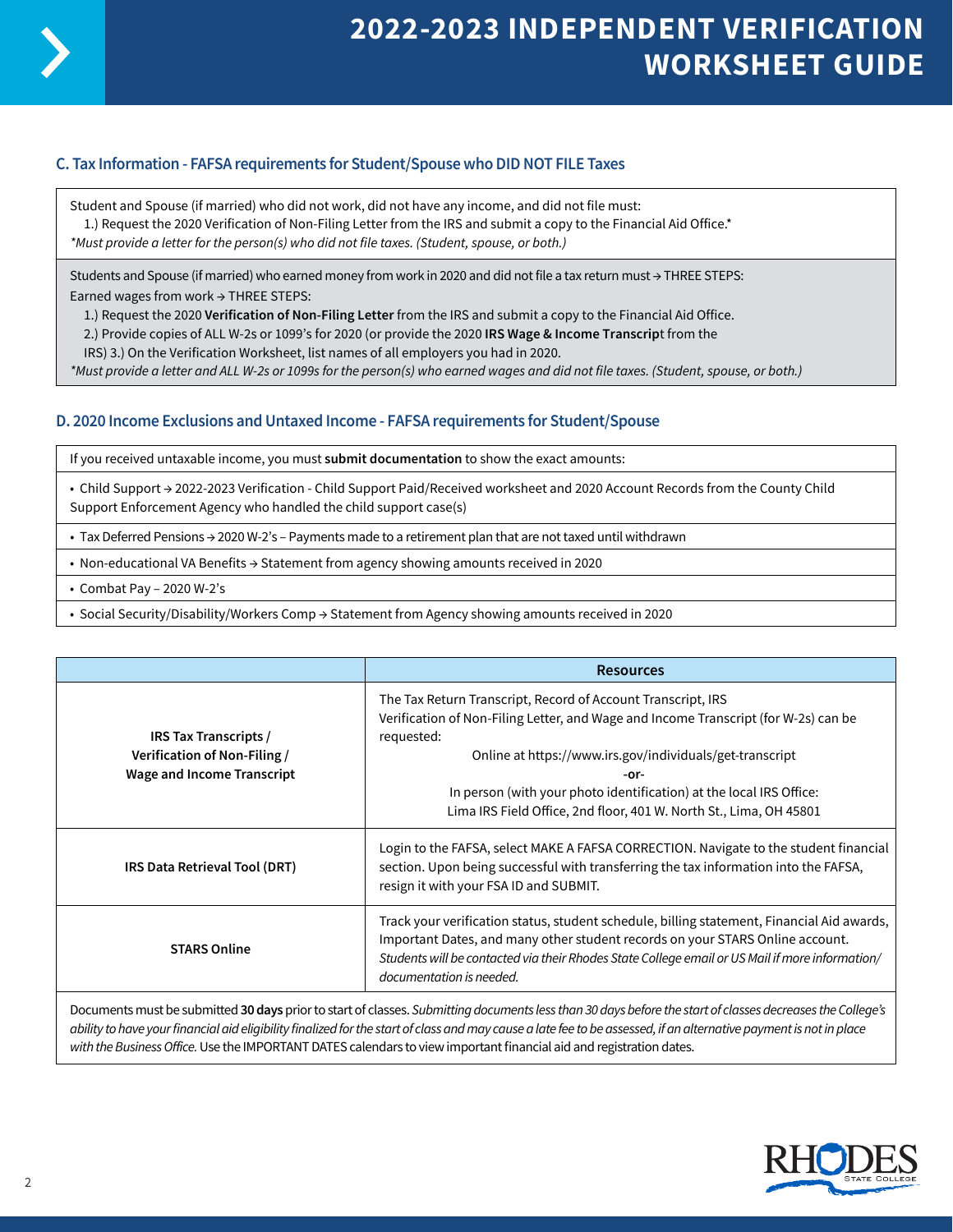# 2022-2023 INDEPENDENT VERIFICATION WORKSHEET GUIDE

## C. Tax Information - FAFSA requirements for Student/Spouse who DID NOT FILE Taxes

Student and Spouse (if married) who did not work, did not have any income, and did not file must:

1.) Request the 2020 Verification of Non-Filing Letter from the IRS and submit a copy to the Financial Aid Office.*

*\*Must provide a letter for the person(s) who did not file taxes. (Student, spouse, or both.)*

Students and Spouse (if married) who earned money from work in 2020 and did not file a tax return must → THREE STEPS:

Earned wages from work → THREE STEPS:

1.) Request the 2020 **Verification of Non-Filing Letter** from the IRS and submit a copy to the Financial Aid Office.

2.) Provide copies of ALL W-2s or 1099's for 2020 (or provide the 2020 **IRS Wage & Income Transcrip**t from the IRS) 3.) On the Verification Worksheet, list names of all employers you had in 2020.

*\*Must provide a letter and ALL W-2s or 1099s for the person(s) who earned wages and did not file taxes. (Student, spouse, or both.)*

## D. 2020 Income Exclusions and Untaxed Income - FAFSA requirements for Student/Spouse

If you received untaxable income, you must **submit documentation** to show the exact amounts:

- Child Support → 2022-2023 Verification - Child Support Paid/Received worksheet and 2020 Account Records from the County Child Support Enforcement Agency who handled the child support case(s)
- Tax Deferred Pensions → 2020 W-2's – Payments made to a retirement plan that are not taxed until withdrawn
- Non-educational VA Benefits → Statement from agency showing amounts received in 2020
- Combat Pay – 2020 W-2's
- Social Security/Disability/Workers Comp → Statement from Agency showing amounts received in 2020

| | Resources |
|---|---|
| **IRS Tax Transcripts / Verification of Non-Filing / Wage and Income Transcript** | The Tax Return Transcript, Record of Account Transcript, IRS Verification of Non-Filing Letter, and Wage and Income Transcript (for W-2s) can be requested: Online at https://www.irs.gov/individuals/get-transcript -or- In person (with your photo identification) at the local IRS Office: Lima IRS Field Office, 2nd floor, 401 W. North St., Lima, OH 45801 |
| **IRS Data Retrieval Tool (DRT)** | Login to the FAFSA, select MAKE A FAFSA CORRECTION. Navigate to the student financial section. Upon being successful with transferring the tax information into the FAFSA, resign it with your FSA ID and SUBMIT. |
| **STARS Online** | Track your verification status, student schedule, billing statement, Financial Aid awards, Important Dates, and many other student records on your STARS Online account. *Students will be contacted via their Rhodes State College email or US Mail if more information/ documentation is needed.* |

Documents must be submitted **30 days** prior to start of classes. *Submitting documents less than 30 days before the start of classes decreases the College's ability to have your financial aid eligibility finalized for the start of class and may cause a late fee to be assessed, if an alternative payment is not in place with the Business Office.* Use the IMPORTANT DATES calendars to view important financial aid and registration dates.